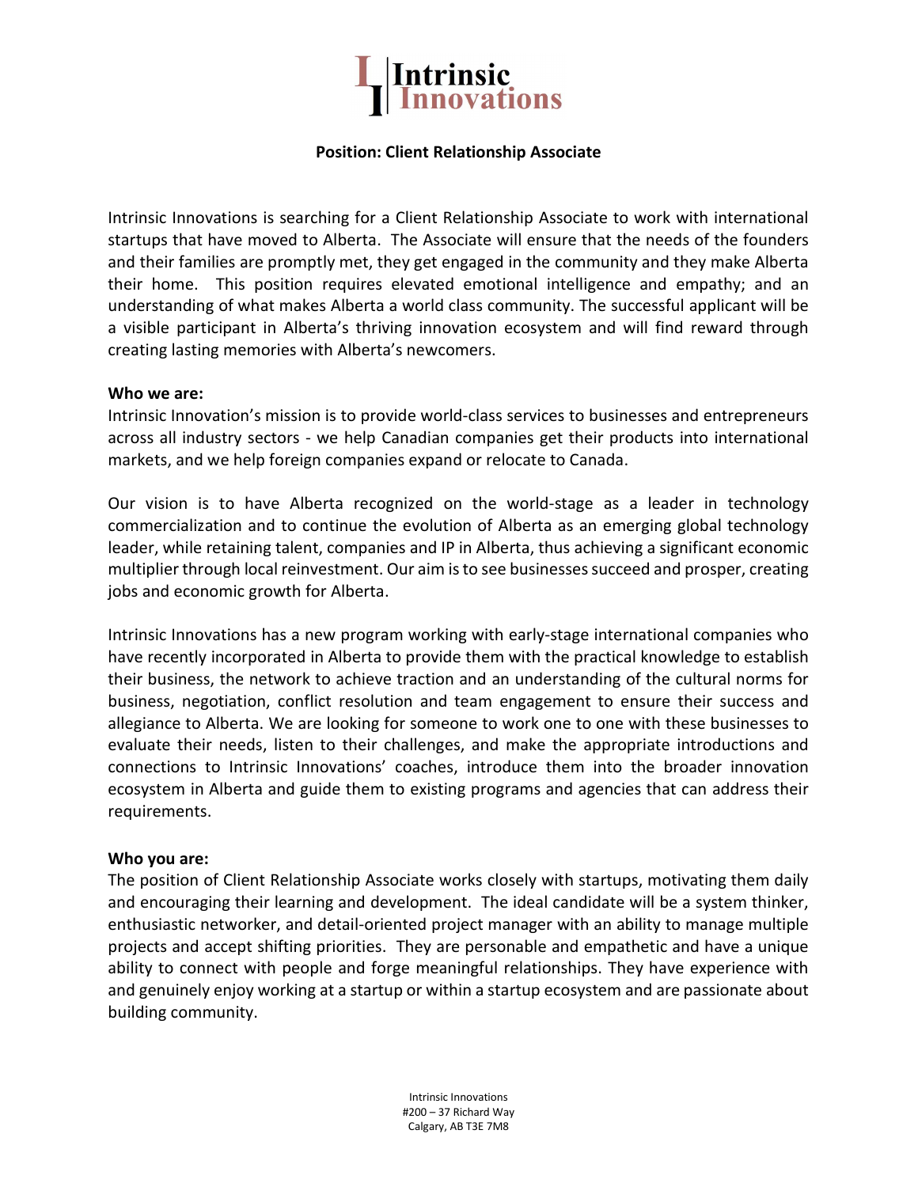# Intrinsic Innovations

## Position: Client Relationship Associate

Intrinsic Innovations is searching for a Client Relationship Associate to work with international startups that have moved to Alberta. The Associate will ensure that the needs of the founders and their families are promptly met, they get engaged in the community and they make Alberta their home. This position requires elevated emotional intelligence and empathy; and an understanding of what makes Alberta a world class community. The successful applicant will be a visible participant in Alberta's thriving innovation ecosystem and will find reward through creating lasting memories with Alberta's newcomers.

**Who we are:**

Intrinsic Innovation's mission is to provide world-class services to businesses and entrepreneurs across all industry sectors - we help Canadian companies get their products into international markets, and we help foreign companies expand or relocate to Canada.

Our vision is to have Alberta recognized on the world-stage as a leader in technology commercialization and to continue the evolution of Alberta as an emerging global technology leader, while retaining talent, companies and IP in Alberta, thus achieving a significant economic multiplier through local reinvestment. Our aim is to see businesses succeed and prosper, creating jobs and economic growth for Alberta.

Intrinsic Innovations has a new program working with early-stage international companies who have recently incorporated in Alberta to provide them with the practical knowledge to establish their business, the network to achieve traction and an understanding of the cultural norms for business, negotiation, conflict resolution and team engagement to ensure their success and allegiance to Alberta. We are looking for someone to work one to one with these businesses to evaluate their needs, listen to their challenges, and make the appropriate introductions and connections to Intrinsic Innovations' coaches, introduce them into the broader innovation ecosystem in Alberta and guide them to existing programs and agencies that can address their requirements.

**Who you are:**

The position of Client Relationship Associate works closely with startups, motivating them daily and encouraging their learning and development. The ideal candidate will be a system thinker, enthusiastic networker, and detail-oriented project manager with an ability to manage multiple projects and accept shifting priorities. They are personable and empathetic and have a unique ability to connect with people and forge meaningful relationships. They have experience with and genuinely enjoy working at a startup or within a startup ecosystem and are passionate about building community.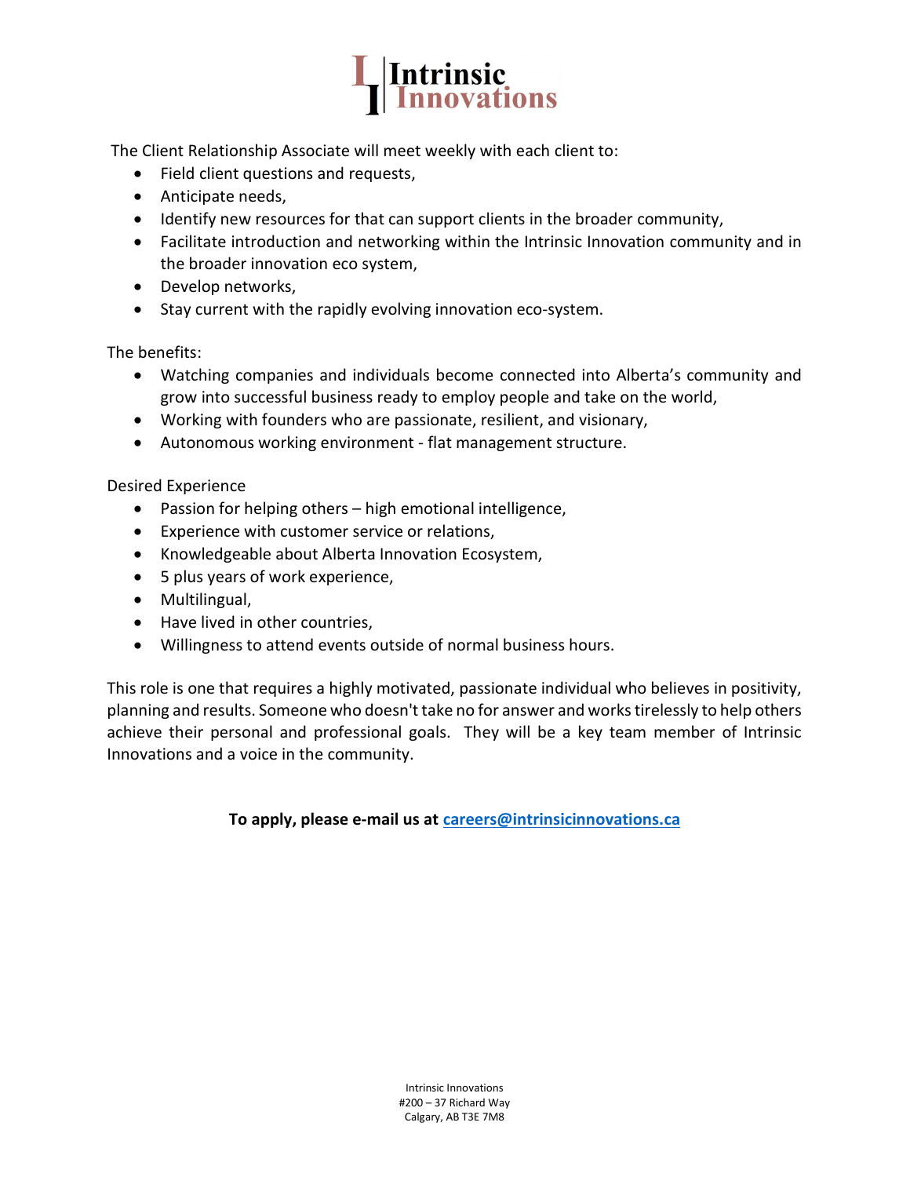The Client Relationship Associate will meet weekly with each client to:

- Field client questions and requests,
- Anticipate needs,
- Identify new resources for that can support clients in the broader community,
- Facilitate introduction and networking within the Intrinsic Innovation community and in the broader innovation eco system,
- Develop networks,
- Stay current with the rapidly evolving innovation eco-system.

The benefits:

- Watching companies and individuals become connected into Alberta's community and grow into successful business ready to employ people and take on the world,
- Working with founders who are passionate, resilient, and visionary,
- Autonomous working environment - flat management structure.

Desired Experience

- Passion for helping others – high emotional intelligence,
- Experience with customer service or relations,
- Knowledgeable about Alberta Innovation Ecosystem,
- 5 plus years of work experience,
- Multilingual,
- Have lived in other countries,
- Willingness to attend events outside of normal business hours.

This role is one that requires a highly motivated, passionate individual who believes in positivity, planning and results. Someone who doesn't take no for answer and works tirelessly to help others achieve their personal and professional goals. They will be a key team member of Intrinsic Innovations and a voice in the community.

**To apply, please e-mail us at [careers@intrinsicinnovations.ca](mailto:careers@intrinsicinnovations.ca)**